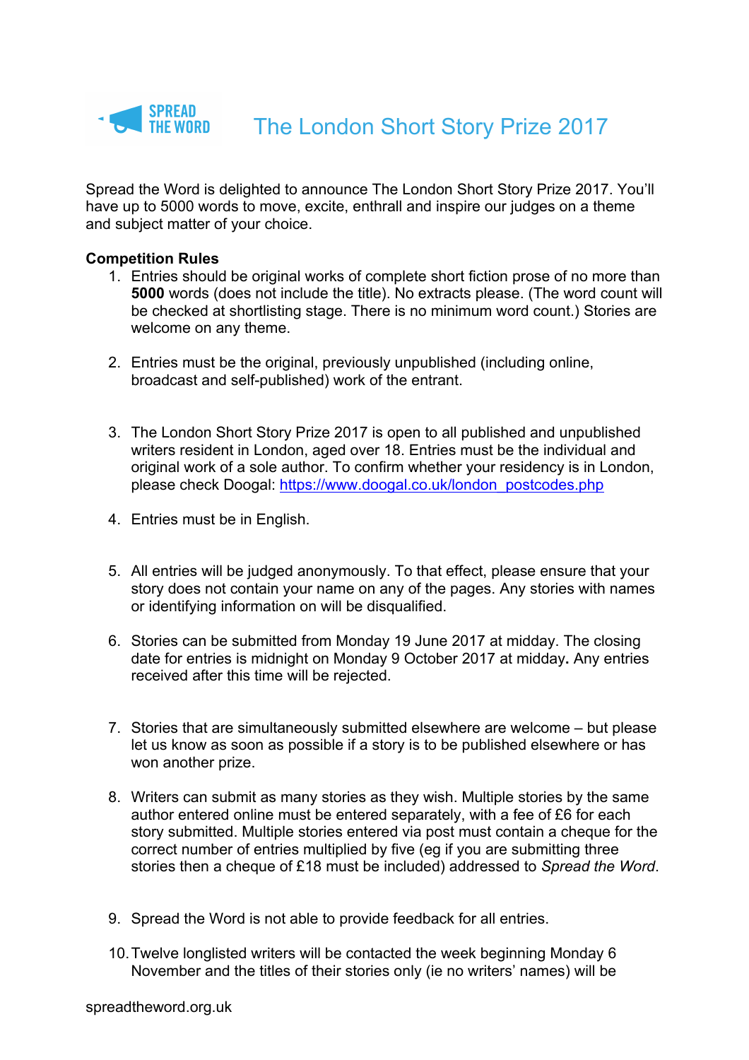SPREAD THE WORD

# The London Short Story Prize 2017

Spread the Word is delighted to announce The London Short Story Prize 2017. You'll have up to 5000 words to move, excite, enthrall and inspire our judges on a theme and subject matter of your choice.

**Competition Rules**

1. Entries should be original works of complete short fiction prose of no more than **5000** words (does not include the title). No extracts please. (The word count will be checked at shortlisting stage. There is no minimum word count.) Stories are welcome on any theme.

2. Entries must be the original, previously unpublished (including online, broadcast and self-published) work of the entrant.

3. The London Short Story Prize 2017 is open to all published and unpublished writers resident in London, aged over 18. Entries must be the individual and original work of a sole author. To confirm whether your residency is in London, please check Doogal: [https://www.doogal.co.uk/london_postcodes.php](https://www.doogal.co.uk/london_postcodes.php)

4. Entries must be in English.

5. All entries will be judged anonymously. To that effect, please ensure that your story does not contain your name on any of the pages. Any stories with names or identifying information on will be disqualified.

6. Stories can be submitted from Monday 19 June 2017 at midday. The closing date for entries is midnight on Monday 9 October 2017 at midday**.** Any entries received after this time will be rejected.

7. Stories that are simultaneously submitted elsewhere are welcome – but please let us know as soon as possible if a story is to be published elsewhere or has won another prize.

8. Writers can submit as many stories as they wish. Multiple stories by the same author entered online must be entered separately, with a fee of £6 for each story submitted. Multiple stories entered via post must contain a cheque for the correct number of entries multiplied by five (eg if you are submitting three stories then a cheque of £18 must be included) addressed to *Spread the Word*.

9. Spread the Word is not able to provide feedback for all entries.

10. Twelve longlisted writers will be contacted the week beginning Monday 6 November and the titles of their stories only (ie no writers' names) will be

spreadtheword.org.uk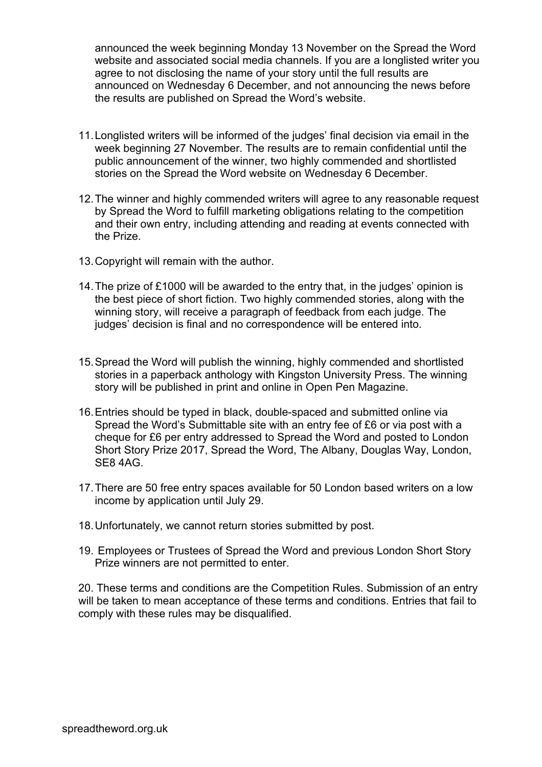announced the week beginning Monday 13 November on the Spread the Word website and associated social media channels. If you are a longlisted writer you agree to not disclosing the name of your story until the full results are announced on Wednesday 6 December, and not announcing the news before the results are published on Spread the Word's website.

11. Longlisted writers will be informed of the judges' final decision via email in the week beginning 27 November. The results are to remain confidential until the public announcement of the winner, two highly commended and shortlisted stories on the Spread the Word website on Wednesday 6 December.

12. The winner and highly commended writers will agree to any reasonable request by Spread the Word to fulfill marketing obligations relating to the competition and their own entry, including attending and reading at events connected with the Prize.

13. Copyright will remain with the author.

14. The prize of £1000 will be awarded to the entry that, in the judges' opinion is the best piece of short fiction. Two highly commended stories, along with the winning story, will receive a paragraph of feedback from each judge. The judges' decision is final and no correspondence will be entered into.

15. Spread the Word will publish the winning, highly commended and shortlisted stories in a paperback anthology with Kingston University Press. The winning story will be published in print and online in Open Pen Magazine.

16. Entries should be typed in black, double-spaced and submitted online via Spread the Word's Submittable site with an entry fee of £6 or via post with a cheque for £6 per entry addressed to Spread the Word and posted to London Short Story Prize 2017, Spread the Word, The Albany, Douglas Way, London, SE8 4AG.

17. There are 50 free entry spaces available for 50 London based writers on a low income by application until July 29.

18. Unfortunately, we cannot return stories submitted by post.

19. Employees or Trustees of Spread the Word and previous London Short Story Prize winners are not permitted to enter.

20. These terms and conditions are the Competition Rules. Submission of an entry will be taken to mean acceptance of these terms and conditions. Entries that fail to comply with these rules may be disqualified.

spreadtheword.org.uk